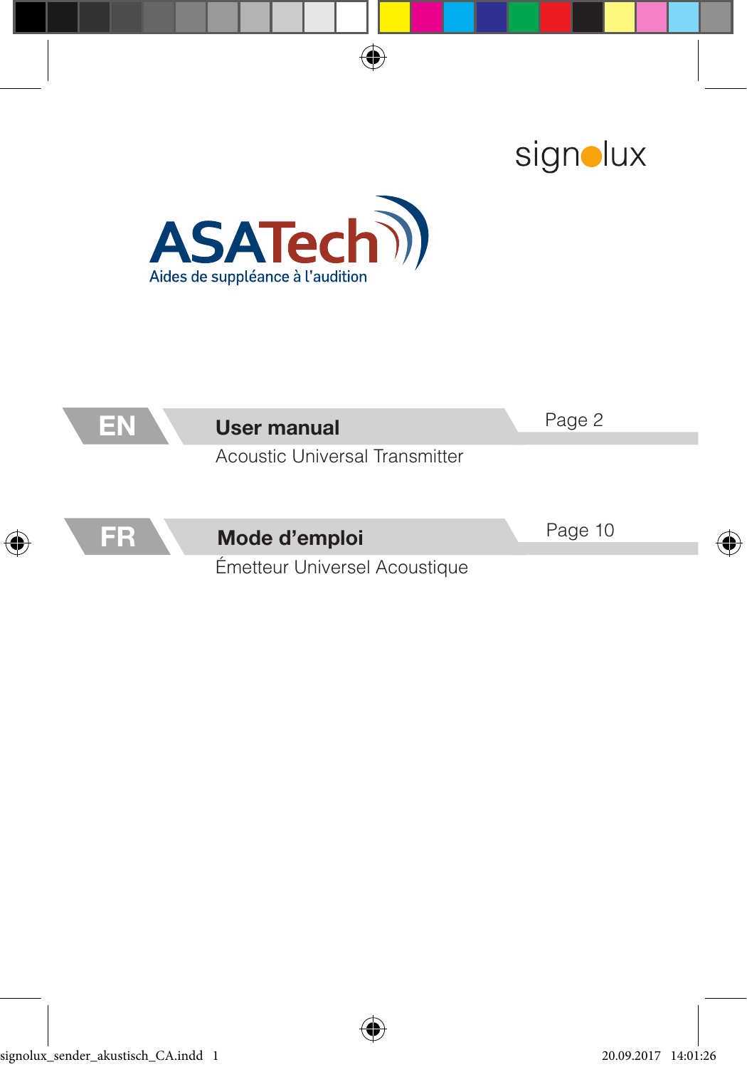signolux

ASATech

Aides de suppléance à l'audition

| | | |
|---|---|---|
| **EN** | **User manual** Acoustic Universal Transmitter | Page 2 |
| **FR** | **Mode d'emploi** Émetteur Universel Acoustique | Page 10 |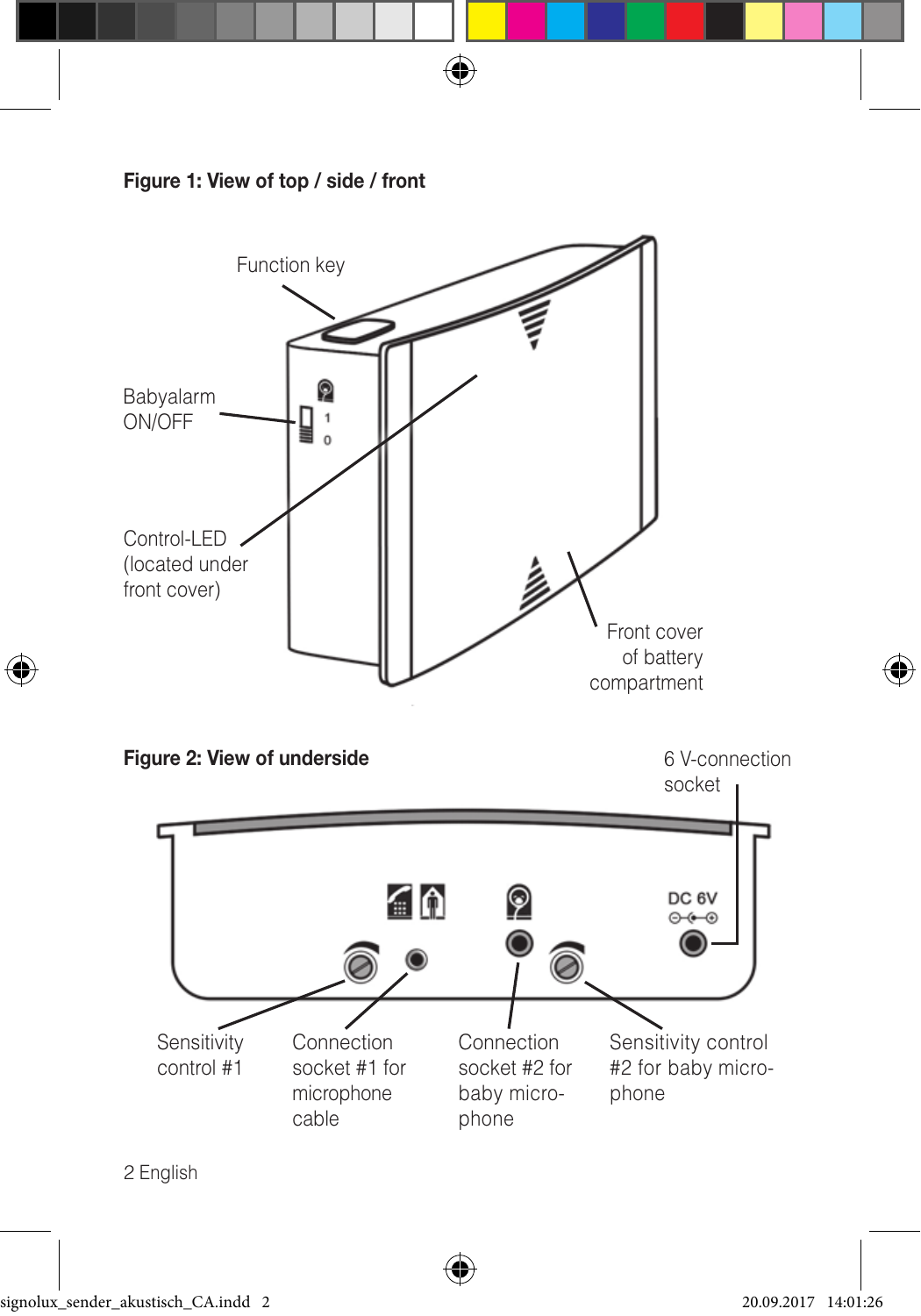**Figure 1: View of top / side / front**

Function key

Babyalarm ON/OFF

Control-LED (located under front cover)

Front cover of battery compartment

**Figure 2: View of underside**

6 V-connection socket

DC 6V

Sensitivity control #1

Connection socket #1 for microphone cable

Connection socket #2 for baby micro-phone

Sensitivity control #2 for baby micro-phone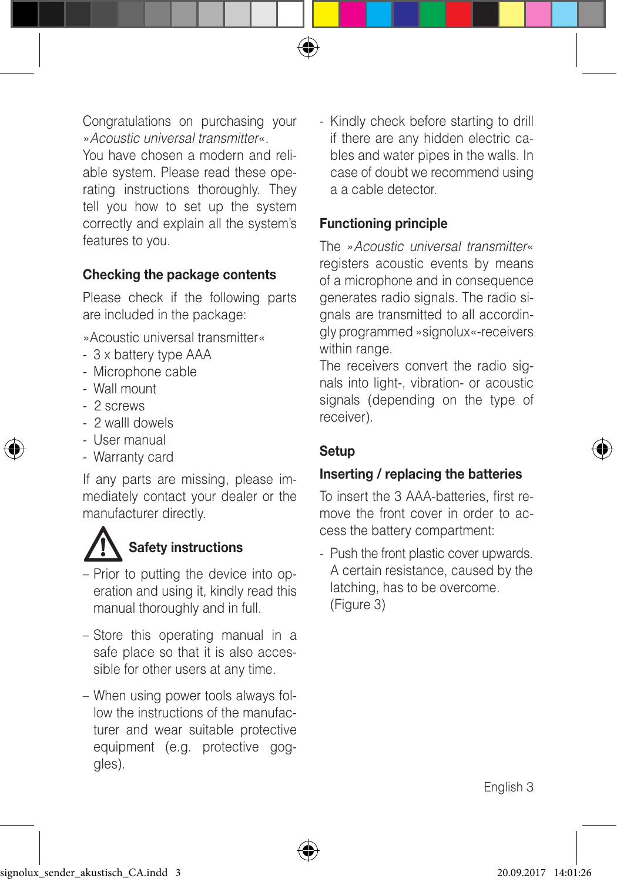Congratulations on purchasing your »*Acoustic universal transmitter*«.
You have chosen a modern and reliable system. Please read these operating instructions thoroughly. They tell you how to set up the system correctly and explain all the system's features to you.

## Checking the package contents

Please check if the following parts are included in the package:

»Acoustic universal transmitter«
- 3 x battery type AAA
- Microphone cable
- Wall mount
- 2 screws
- 2 walll dowels
- User manual
- Warranty card

If any parts are missing, please immediately contact your dealer or the manufacturer directly.

## Safety instructions

– Prior to putting the device into operation and using it, kindly read this manual thoroughly and in full.

– Store this operating manual in a safe place so that it is also accessible for other users at any time.

– When using power tools always follow the instructions of the manufacturer and wear suitable protective equipment (e.g. protective goggles).

- Kindly check before starting to drill if there are any hidden electric cables and water pipes in the walls. In case of doubt we recommend using a a cable detector.

## Functioning principle

The »*Acoustic universal transmitter*« registers acoustic events by means of a microphone and in consequence generates radio signals. The radio signals are transmitted to all accordingly programmed »signolux«-receivers within range.
The receivers convert the radio signals into light-, vibration- or acoustic signals (depending on the type of receiver).

## Setup

### Inserting / replacing the batteries

To insert the 3 AAA-batteries, first remove the front cover in order to access the battery compartment:

- Push the front plastic cover upwards. A certain resistance, caused by the latching, has to be overcome. (Figure 3)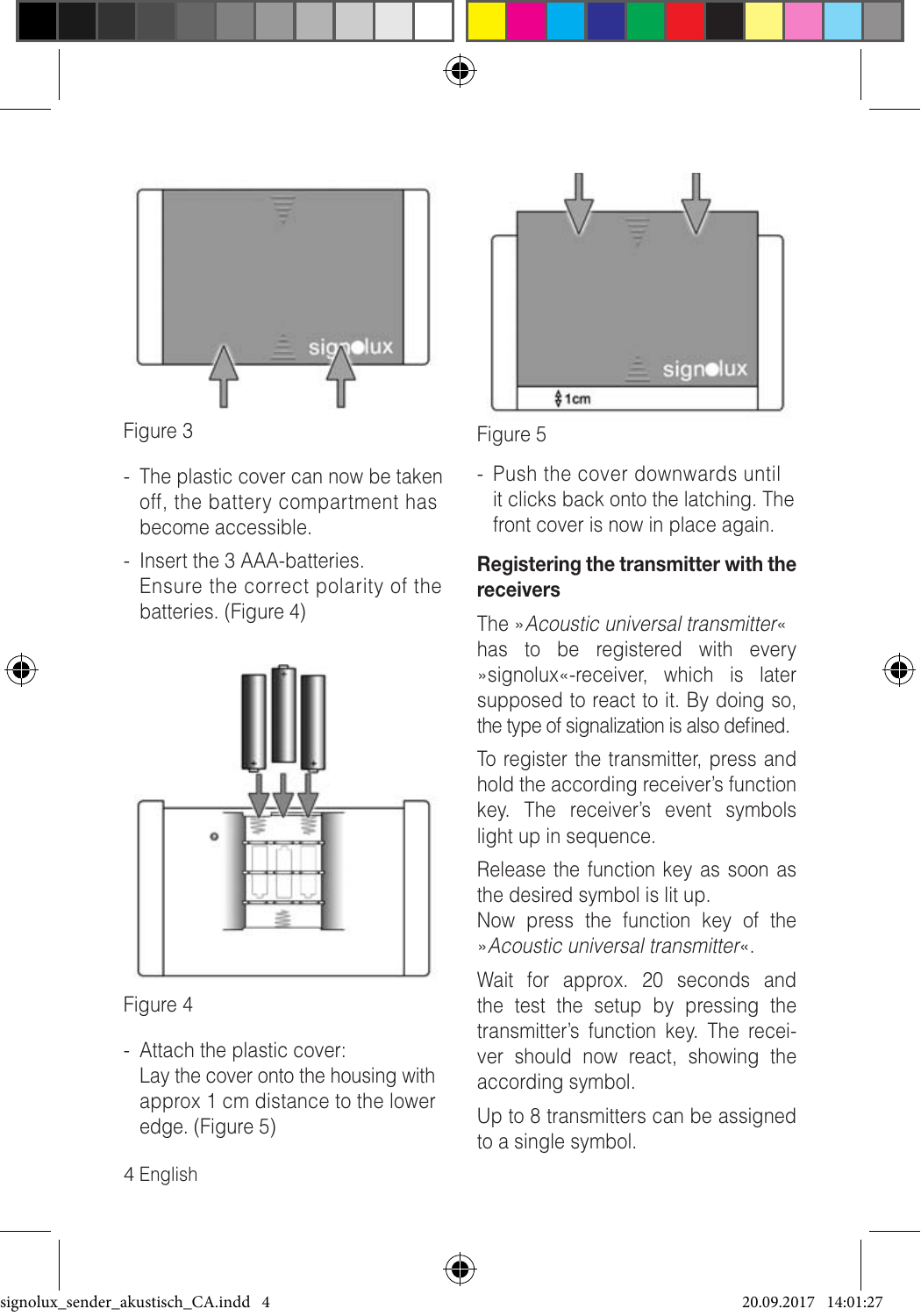Figure 3

- The plastic cover can now be taken off, the battery compartment has become accessible.
- Insert the 3 AAA-batteries. Ensure the correct polarity of the batteries. (Figure 4)

Figure 4

- Attach the plastic cover: Lay the cover onto the housing with approx 1 cm distance to the lower edge. (Figure 5)

Figure 5

- Push the cover downwards until it clicks back onto the latching. The front cover is now in place again.

**Registering the transmitter with the receivers**

The »*Acoustic universal transmitter*« has to be registered with every »signolux«-receiver, which is later supposed to react to it. By doing so, the type of signalization is also defined.

To register the transmitter, press and hold the according receiver's function key. The receiver's event symbols light up in sequence.

Release the function key as soon as the desired symbol is lit up.
Now press the function key of the »*Acoustic universal transmitter*«.

Wait for approx. 20 seconds and the test the setup by pressing the transmitter's function key. The receiver should now react, showing the according symbol.

Up to 8 transmitters can be assigned to a single symbol.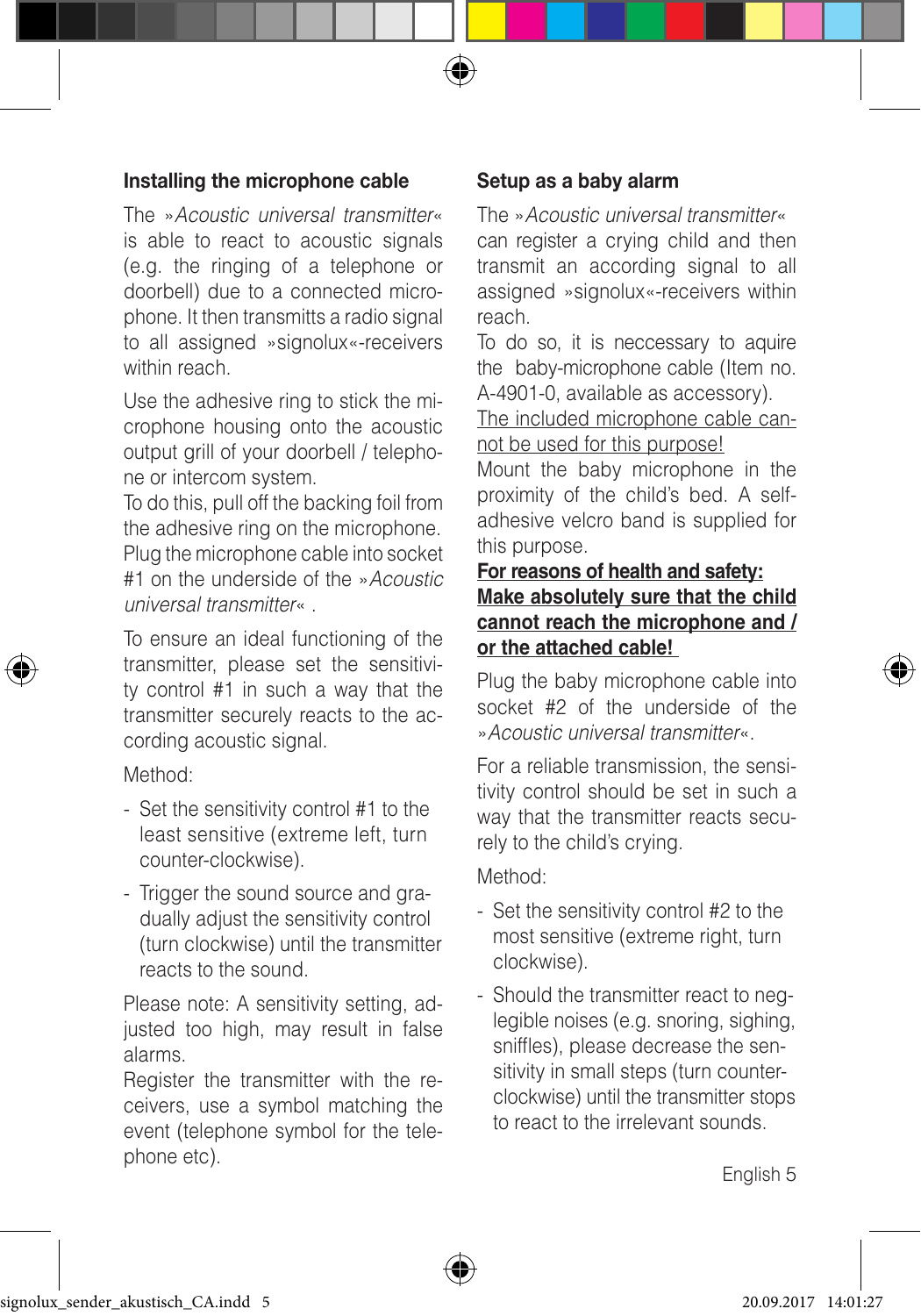## Installing the microphone cable

The »*Acoustic universal transmitter*« is able to react to acoustic signals (e.g. the ringing of a telephone or doorbell) due to a connected microphone. It then transmitts a radio signal to all assigned »signolux«-receivers within reach.

Use the adhesive ring to stick the microphone housing onto the acoustic output grill of your doorbell / telephone or intercom system.
To do this, pull off the backing foil from the adhesive ring on the microphone.
Plug the microphone cable into socket #1 on the underside of the »*Acoustic universal transmitter*« .

To ensure an ideal functioning of the transmitter, please set the sensitivity control #1 in such a way that the transmitter securely reacts to the according acoustic signal.

Method:

- Set the sensitivity control #1 to the least sensitive (extreme left, turn counter-clockwise).
- Trigger the sound source and gradually adjust the sensitivity control (turn clockwise) until the transmitter reacts to the sound.

Please note: A sensitivity setting, adjusted too high, may result in false alarms.
Register the transmitter with the receivers, use a symbol matching the event (telephone symbol for the telephone etc).

## Setup as a baby alarm

The »*Acoustic universal transmitter*« can register a crying child and then transmit an according signal to all assigned »signolux«-receivers within reach.
To do so, it is neccessary to aquire the baby-microphone cable (Item no. A-4901-0, available as accessory).
<u>The included microphone cable cannot be used for this purpose!</u>
Mount the baby microphone in the proximity of the child's bed. A self-adhesive velcro band is supplied for this purpose.
<u>**For reasons of health and safety: Make absolutely sure that the child cannot reach the microphone and / or the attached cable!**</u>

Plug the baby microphone cable into socket #2 of the underside of the »*Acoustic universal transmitter*«.

For a reliable transmission, the sensitivity control should be set in such a way that the transmitter reacts securely to the child's crying.

Method:

- Set the sensitivity control #2 to the most sensitive (extreme right, turn clockwise).
- Should the transmitter react to neglegible noises (e.g. snoring, sighing, sniffles), please decrease the sensitivity in small steps (turn counter-clockwise) until the transmitter stops to react to the irrelevant sounds.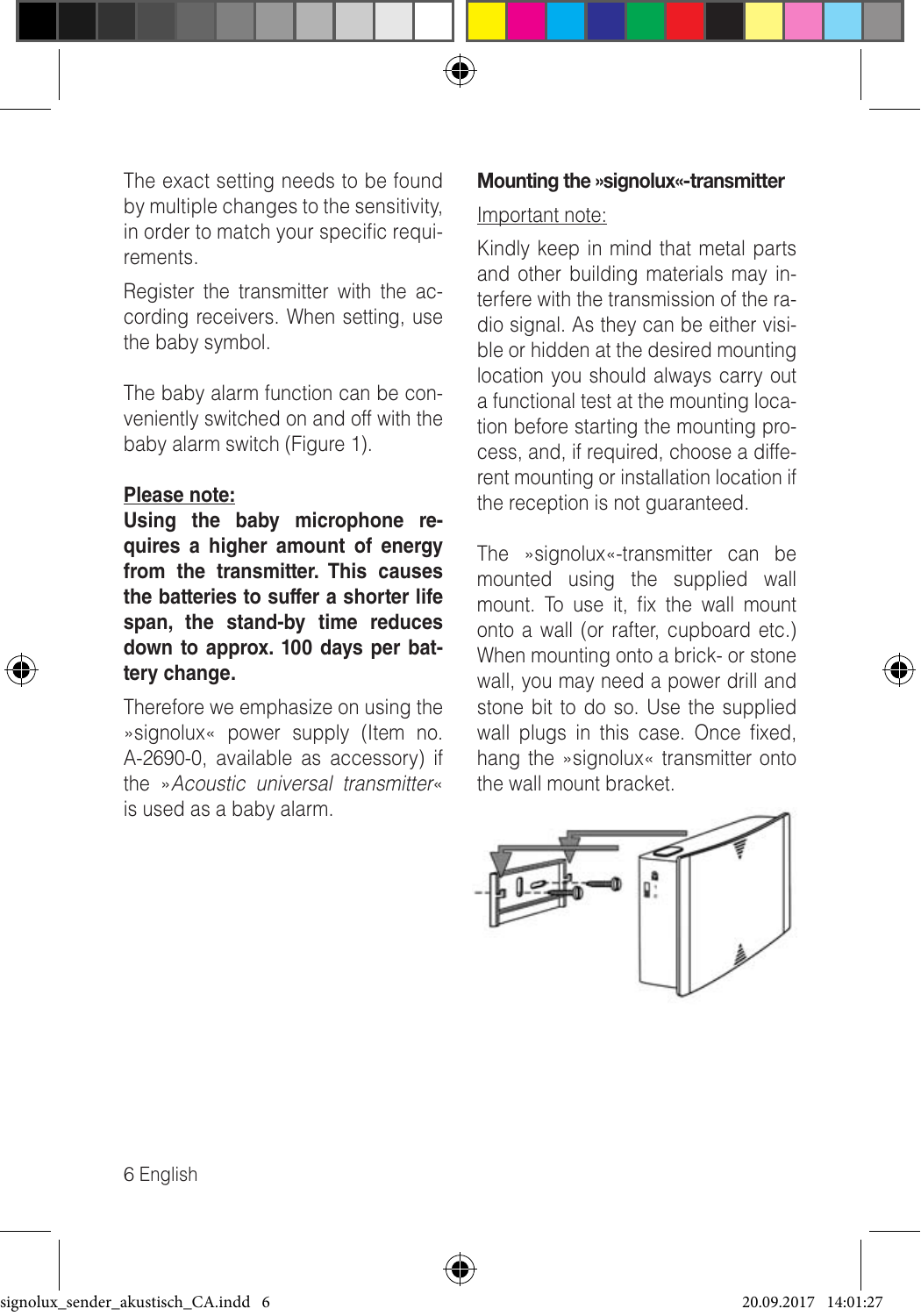The exact setting needs to be found by multiple changes to the sensitivity, in order to match your specific requirements.

Register the transmitter with the according receivers. When setting, use the baby symbol.

The baby alarm function can be conveniently switched on and off with the baby alarm switch (Figure 1).

**Please note:**
**Using the baby microphone requires a higher amount of energy from the transmitter. This causes the batteries to suffer a shorter life span, the stand-by time reduces down to approx. 100 days per battery change.**

Therefore we emphasize on using the »signolux« power supply (Item no. A-2690-0, available as accessory) if the »*Acoustic universal transmitter*« is used as a baby alarm.

## Mounting the »signolux«-transmitter

Important note:

Kindly keep in mind that metal parts and other building materials may interfere with the transmission of the radio signal. As they can be either visible or hidden at the desired mounting location you should always carry out a functional test at the mounting location before starting the mounting process, and, if required, choose a different mounting or installation location if the reception is not guaranteed.

The »signolux«-transmitter can be mounted using the supplied wall mount. To use it, fix the wall mount onto a wall (or rafter, cupboard etc.) When mounting onto a brick- or stone wall, you may need a power drill and stone bit to do so. Use the supplied wall plugs in this case. Once fixed, hang the »signolux« transmitter onto the wall mount bracket.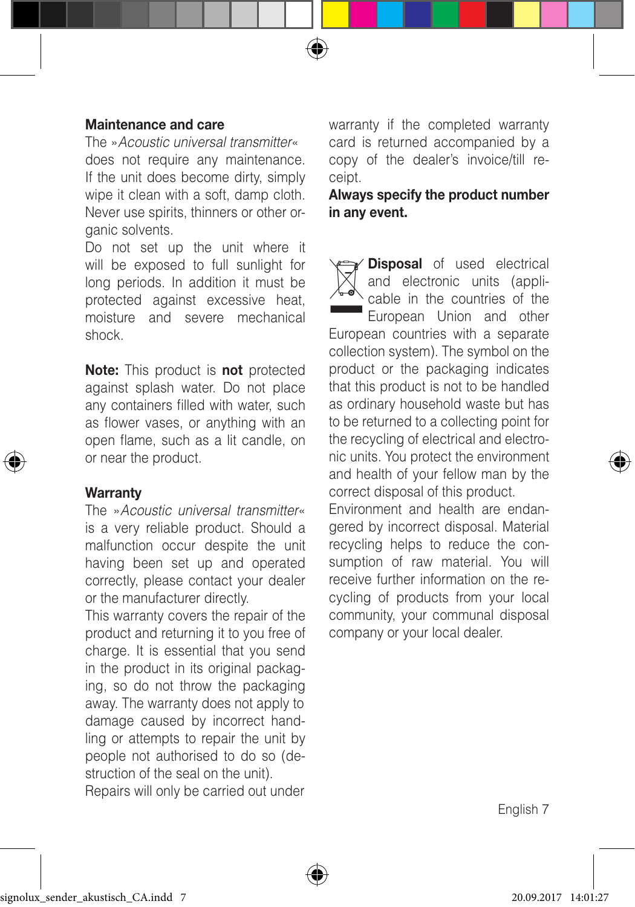## Maintenance and care

The »*Acoustic universal transmitter*« does not require any maintenance. If the unit does become dirty, simply wipe it clean with a soft, damp cloth. Never use spirits, thinners or other organic solvents.

Do not set up the unit where it will be exposed to full sunlight for long periods. In addition it must be protected against excessive heat, moisture and severe mechanical shock.

**Note:** This product is **not** protected against splash water. Do not place any containers filled with water, such as flower vases, or anything with an open flame, such as a lit candle, on or near the product.

## Warranty

The »*Acoustic universal transmitter*« is a very reliable product. Should a malfunction occur despite the unit having been set up and operated correctly, please contact your dealer or the manufacturer directly.

This warranty covers the repair of the product and returning it to you free of charge. It is essential that you send in the product in its original packaging, so do not throw the packaging away. The warranty does not apply to damage caused by incorrect handling or attempts to repair the unit by people not authorised to do so (destruction of the seal on the unit).

Repairs will only be carried out under warranty if the completed warranty card is returned accompanied by a copy of the dealer's invoice/till receipt.

**Always specify the product number in any event.**

**Disposal** of used electrical and electronic units (applicable in the countries of the European Union and other European countries with a separate collection system). The symbol on the product or the packaging indicates that this product is not to be handled as ordinary household waste but has to be returned to a collecting point for the recycling of electrical and electronic units. You protect the environment and health of your fellow man by the correct disposal of this product.

Environment and health are endangered by incorrect disposal. Material recycling helps to reduce the consumption of raw material. You will receive further information on the recycling of products from your local community, your communal disposal company or your local dealer.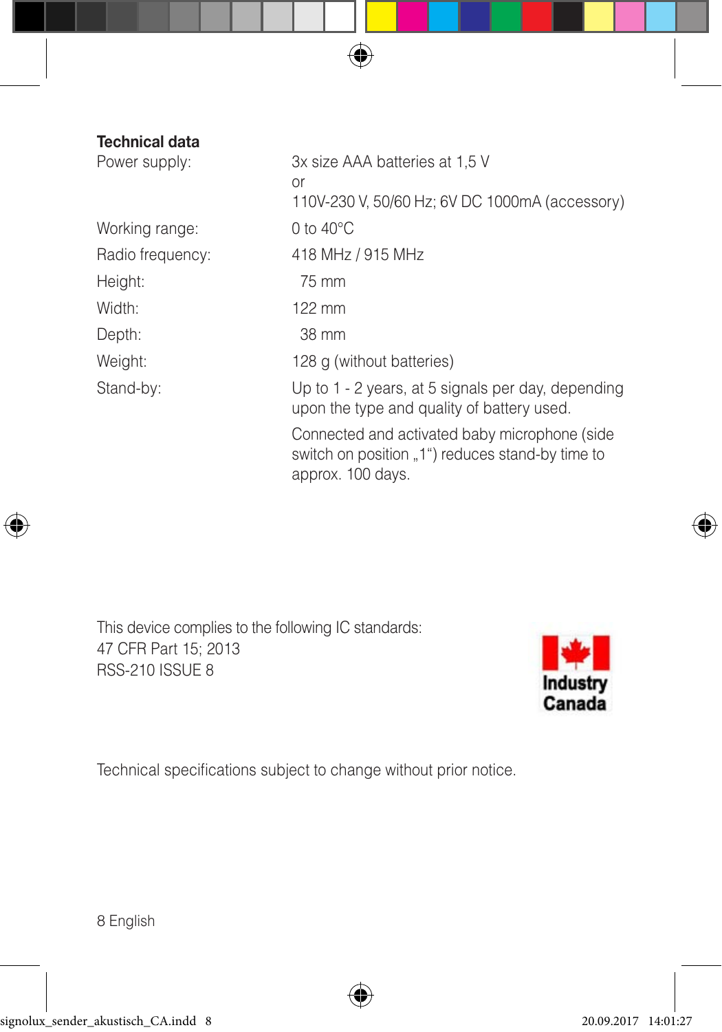**Technical data**

| | |
|---|---|
| Power supply: | 3x size AAA batteries at 1,5 V<br>or<br>110V-230 V, 50/60 Hz; 6V DC 1000mA (accessory) |
| Working range: | 0 to 40°C |
| Radio frequency: | 418 MHz / 915 MHz |
| Height: | 75 mm |
| Width: | 122 mm |
| Depth: | 38 mm |
| Weight: | 128 g (without batteries) |
| Stand-by: | Up to 1 - 2 years, at 5 signals per day, depending upon the type and quality of battery used.<br>Connected and activated baby microphone (side switch on position „1“) reduces stand-by time to approx. 100 days. |

This device complies to the following IC standards:
47 CFR Part 15; 2013
RSS-210 ISSUE 8

Industry Canada

Technical specifications subject to change without prior notice.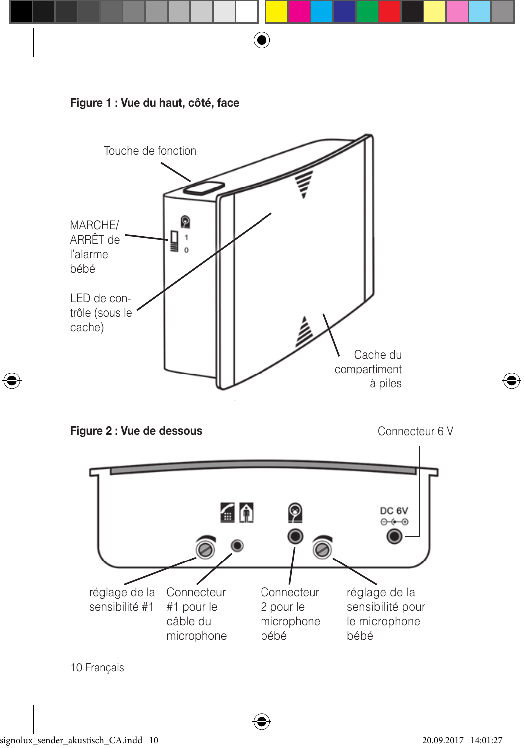**Figure 1 : Vue du haut, côté, face**

Touche de fonction

MARCHE/ ARRÊT de l'alarme bébé

LED de contrôle (sous le cache)

Cache du compartiment à piles

**Figure 2 : Vue de dessous**

Connecteur 6 V

DC 6V

réglage de la sensibilité #1

Connecteur #1 pour le câble du microphone

Connecteur 2 pour le microphone bébé

réglage de la sensibilité pour le microphone bébé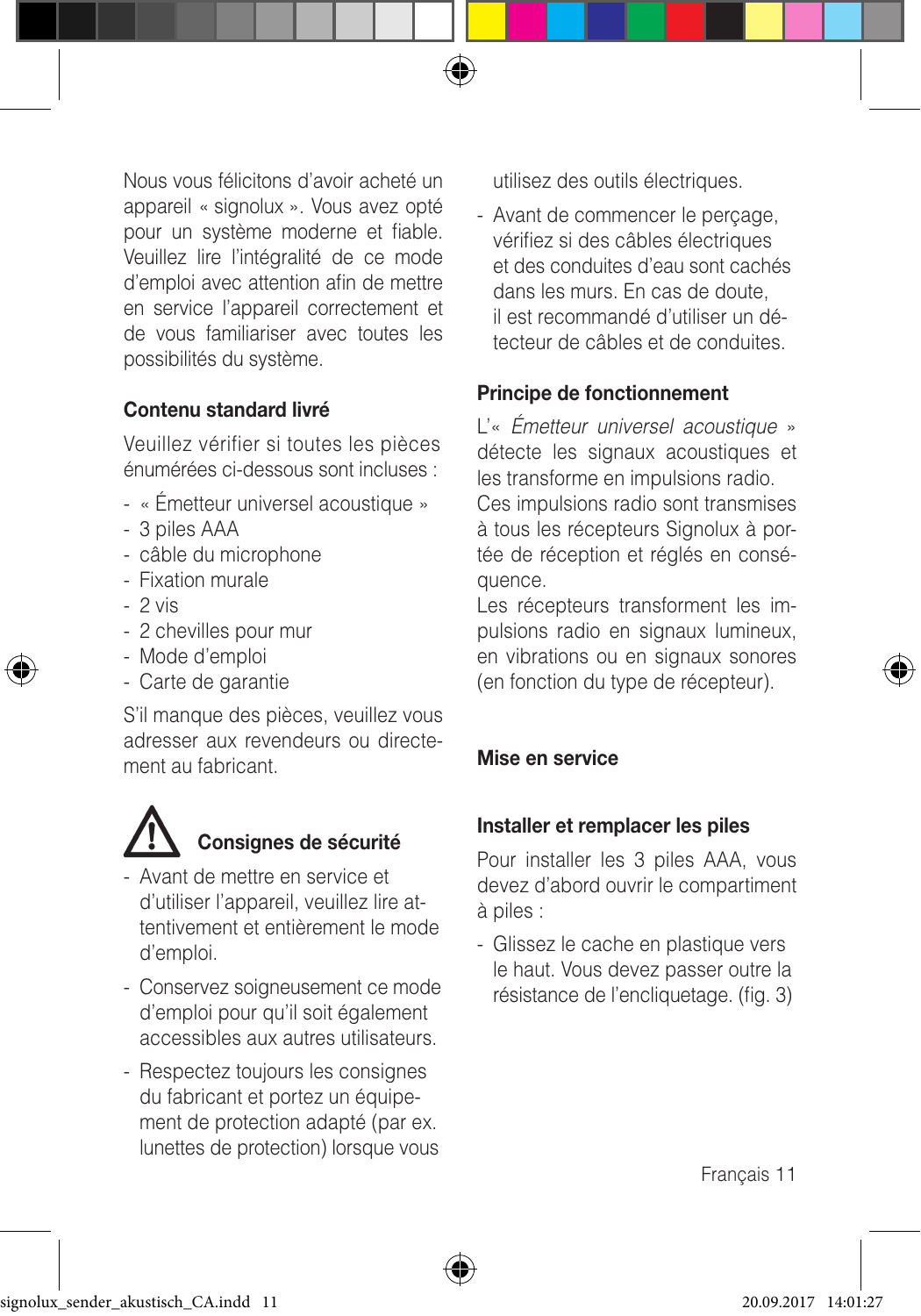Nous vous félicitons d'avoir acheté un appareil « signolux ». Vous avez opté pour un système moderne et fiable. Veuillez lire l'intégralité de ce mode d'emploi avec attention afin de mettre en service l'appareil correctement et de vous familiariser avec toutes les possibilités du système.

### Contenu standard livré

Veuillez vérifier si toutes les pièces énumérées ci-dessous sont incluses :

- « Émetteur universel acoustique »
- 3 piles AAA
- câble du microphone
- Fixation murale
- 2 vis
- 2 chevilles pour mur
- Mode d'emploi
- Carte de garantie

S'il manque des pièces, veuillez vous adresser aux revendeurs ou directement au fabricant.

### Consignes de sécurité

- Avant de mettre en service et d'utiliser l'appareil, veuillez lire attentivement et entièrement le mode d'emploi.
- Conservez soigneusement ce mode d'emploi pour qu'il soit également accessibles aux autres utilisateurs.
- Respectez toujours les consignes du fabricant et portez un équipement de protection adapté (par ex. lunettes de protection) lorsque vous utilisez des outils électriques.
- Avant de commencer le perçage, vérifiez si des câbles électriques et des conduites d'eau sont cachés dans les murs. En cas de doute, il est recommandé d'utiliser un détecteur de câbles et de conduites.

### Principe de fonctionnement

L'« *Émetteur universel acoustique* » détecte les signaux acoustiques et les transforme en impulsions radio. Ces impulsions radio sont transmises à tous les récepteurs Signolux à portée de réception et réglés en conséquence.
Les récepteurs transforment les impulsions radio en signaux lumineux, en vibrations ou en signaux sonores (en fonction du type de récepteur).

### Mise en service

### Installer et remplacer les piles

Pour installer les 3 piles AAA, vous devez d'abord ouvrir le compartiment à piles :

- Glissez le cache en plastique vers le haut. Vous devez passer outre la résistance de l'encliquetage. (fig. 3)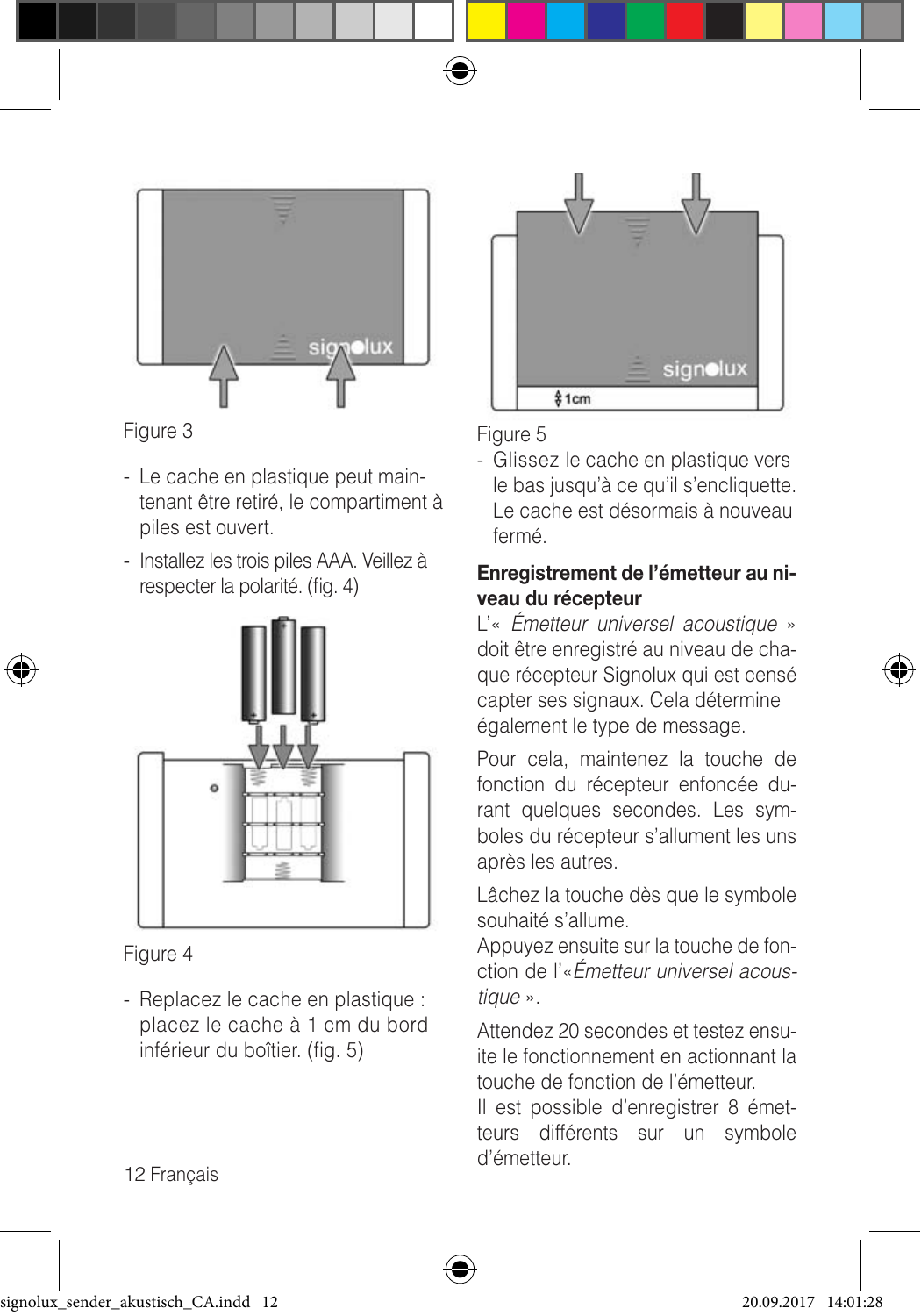Figure 3

- Le cache en plastique peut maintenant être retiré, le compartiment à piles est ouvert.
- Installez les trois piles AAA. Veillez à respecter la polarité. (fig. 4)

Figure 4

- Replacez le cache en plastique : placez le cache à 1 cm du bord inférieur du boîtier. (fig. 5)

Figure 5

- Glissez le cache en plastique vers le bas jusqu'à ce qu'il s'encliquette. Le cache est désormais à nouveau fermé.

**Enregistrement de l'émetteur au niveau du récepteur**

L'« *Émetteur universel acoustique* » doit être enregistré au niveau de chaque récepteur Signolux qui est censé capter ses signaux. Cela détermine également le type de message.

Pour cela, maintenez la touche de fonction du récepteur enfoncée durant quelques secondes. Les symboles du récepteur s'allument les uns après les autres.

Lâchez la touche dès que le symbole souhaité s'allume.
Appuyez ensuite sur la touche de fonction de l'«*Émetteur universel acoustique* ».

Attendez 20 secondes et testez ensuite le fonctionnement en actionnant la touche de fonction de l'émetteur.
Il est possible d'enregistrer 8 émetteurs différents sur un symbole d'émetteur.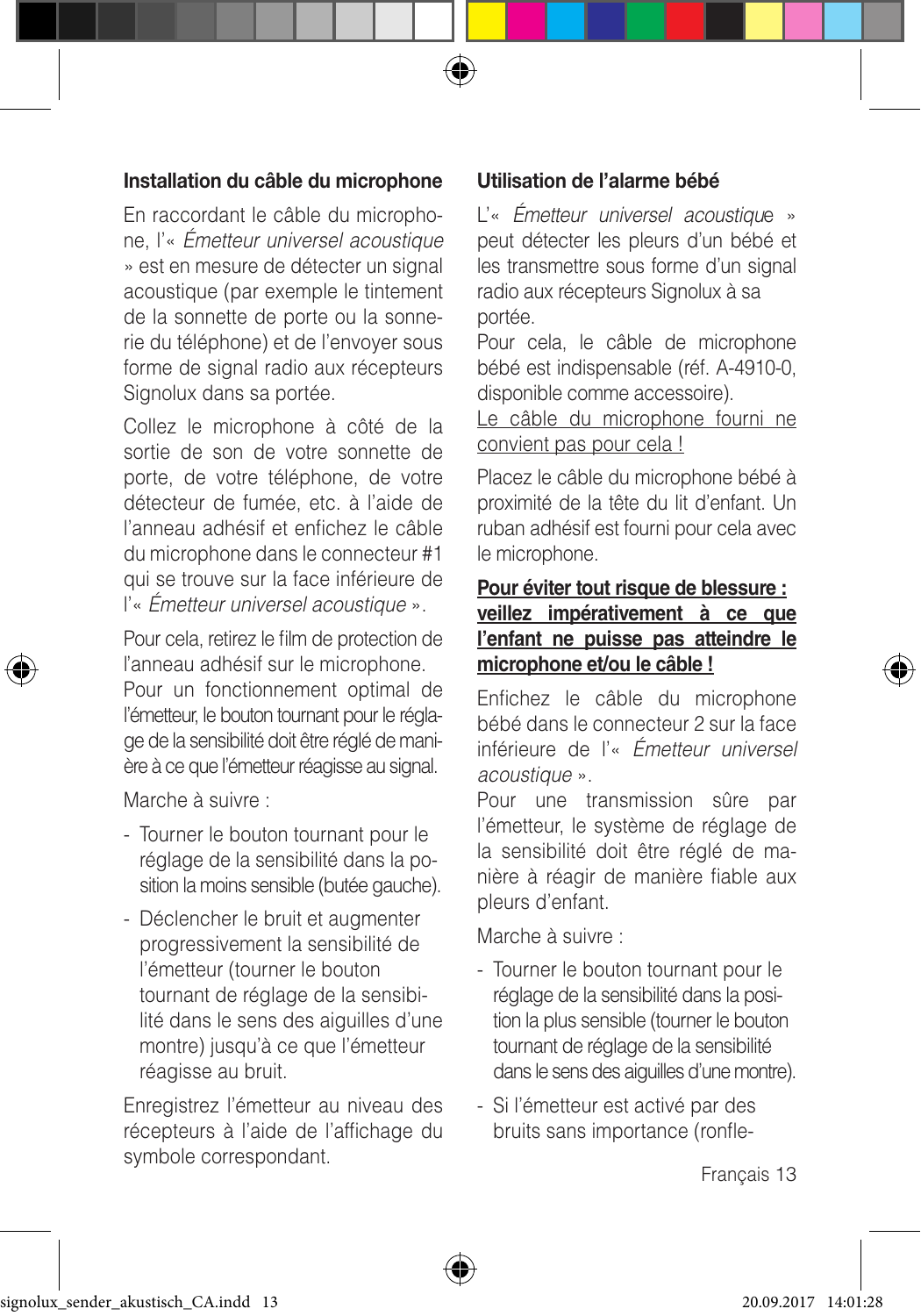## Installation du câble du microphone

En raccordant le câble du microphone, l'« *Émetteur universel acoustique* » est en mesure de détecter un signal acoustique (par exemple le tintement de la sonnette de porte ou la sonnerie du téléphone) et de l'envoyer sous forme de signal radio aux récepteurs Signolux dans sa portée.

Collez le microphone à côté de la sortie de son de votre sonnette de porte, de votre téléphone, de votre détecteur de fumée, etc. à l'aide de l'anneau adhésif et enfichez le câble du microphone dans le connecteur #1 qui se trouve sur la face inférieure de l'« *Émetteur universel acoustique* ».

Pour cela, retirez le film de protection de l'anneau adhésif sur le microphone.
Pour un fonctionnement optimal de l'émetteur, le bouton tournant pour le réglage de la sensibilité doit être réglé de manière à ce que l'émetteur réagisse au signal.

Marche à suivre :

- Tourner le bouton tournant pour le réglage de la sensibilité dans la position la moins sensible (butée gauche).
- Déclencher le bruit et augmenter progressivement la sensibilité de l'émetteur (tourner le bouton tournant de réglage de la sensibilité dans le sens des aiguilles d'une montre) jusqu'à ce que l'émetteur réagisse au bruit.

Enregistrez l'émetteur au niveau des récepteurs à l'aide de l'affichage du symbole correspondant.

## Utilisation de l'alarme bébé

L'« *Émetteur universel acoustique* » peut détecter les pleurs d'un bébé et les transmettre sous forme d'un signal radio aux récepteurs Signolux à sa portée.
Pour cela, le câble de microphone bébé est indispensable (réf. A-4910-0, disponible comme accessoire).
<u>Le câble du microphone fourni ne convient pas pour cela !</u>

Placez le câble du microphone bébé à proximité de la tête du lit d'enfant. Un ruban adhésif est fourni pour cela avec le microphone.

<u>**Pour éviter tout risque de blessure : veillez impérativement à ce que l'enfant ne puisse pas atteindre le microphone et/ou le câble !**</u>

Enfichez le câble du microphone bébé dans le connecteur 2 sur la face inférieure de l'« *Émetteur universel acoustique* ».
Pour une transmission sûre par l'émetteur, le système de réglage de la sensibilité doit être réglé de manière à réagir de manière fiable aux pleurs d'enfant.

Marche à suivre :

- Tourner le bouton tournant pour le réglage de la sensibilité dans la position la plus sensible (tourner le bouton tournant de réglage de la sensibilité dans le sens des aiguilles d'une montre).
- Si l'émetteur est activé par des bruits sans importance (ronfle-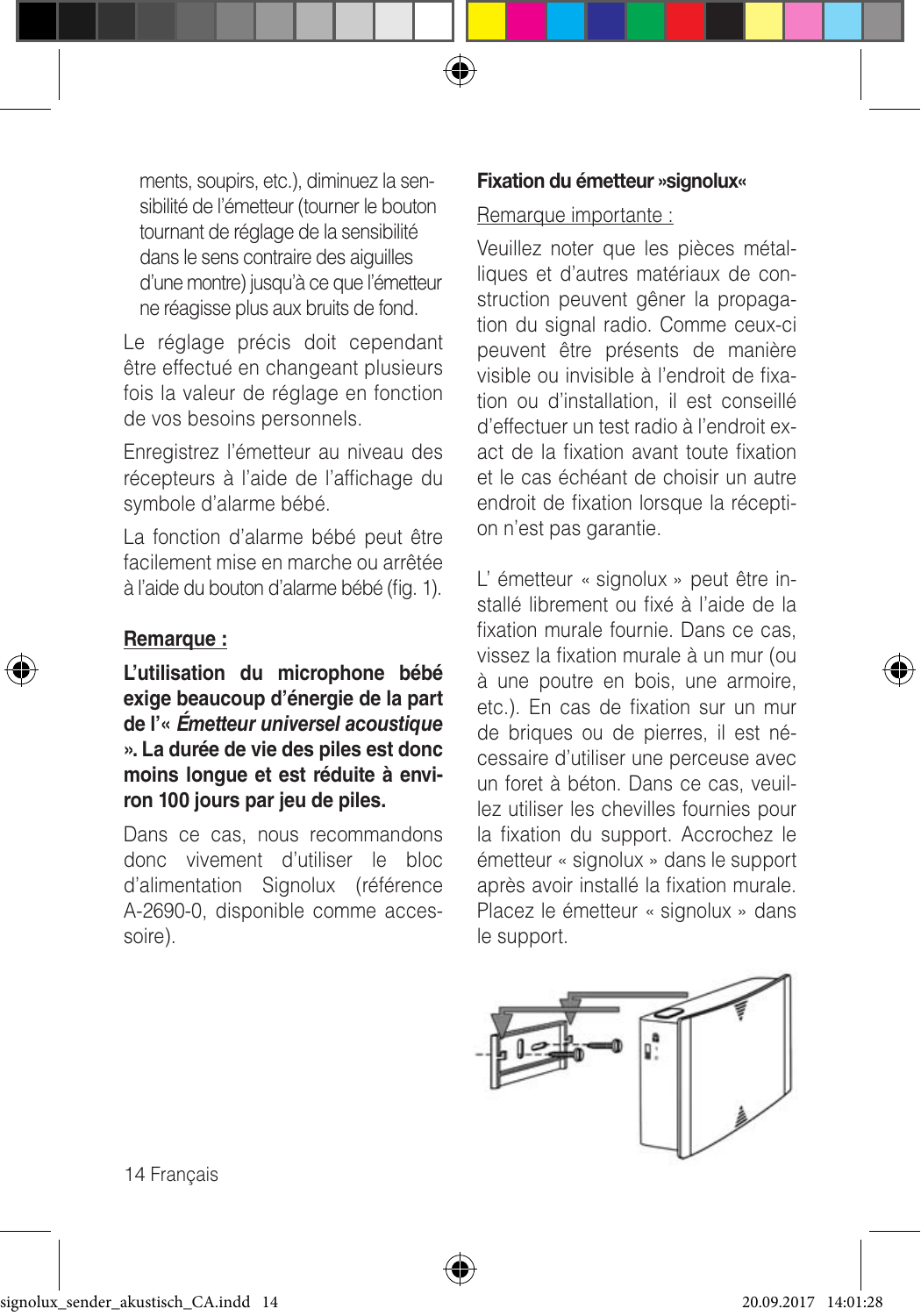ments, soupirs, etc.), diminuez la sensibilité de l'émetteur (tourner le bouton tournant de réglage de la sensibilité dans le sens contraire des aiguilles d'une montre) jusqu'à ce que l'émetteur ne réagisse plus aux bruits de fond.

Le réglage précis doit cependant être effectué en changeant plusieurs fois la valeur de réglage en fonction de vos besoins personnels.

Enregistrez l'émetteur au niveau des récepteurs à l'aide de l'affichage du symbole d'alarme bébé.

La fonction d'alarme bébé peut être facilement mise en marche ou arrêtée à l'aide du bouton d'alarme bébé (fig. 1).

**Remarque :**

**L'utilisation du microphone bébé exige beaucoup d'énergie de la part de l'« *Émetteur universel acoustique* ». La durée de vie des piles est donc moins longue et est réduite à environ 100 jours par jeu de piles.**

Dans ce cas, nous recommandons donc vivement d'utiliser le bloc d'alimentation Signolux (référence A-2690-0, disponible comme accessoire).

**Fixation du émetteur »signolux«**

Remarque importante :

Veuillez noter que les pièces métalliques et d'autres matériaux de construction peuvent gêner la propagation du signal radio. Comme ceux-ci peuvent être présents de manière visible ou invisible à l'endroit de fixation ou d'installation, il est conseillé d'effectuer un test radio à l'endroit exact de la fixation avant toute fixation et le cas échéant de choisir un autre endroit de fixation lorsque la réception n'est pas garantie.

L' émetteur « signolux » peut être installé librement ou fixé à l'aide de la fixation murale fournie. Dans ce cas, vissez la fixation murale à un mur (ou à une poutre en bois, une armoire, etc.). En cas de fixation sur un mur de briques ou de pierres, il est nécessaire d'utiliser une perceuse avec un foret à béton. Dans ce cas, veuillez utiliser les chevilles fournies pour la fixation du support. Accrochez le émetteur « signolux » dans le support après avoir installé la fixation murale. Placez le émetteur « signolux » dans le support.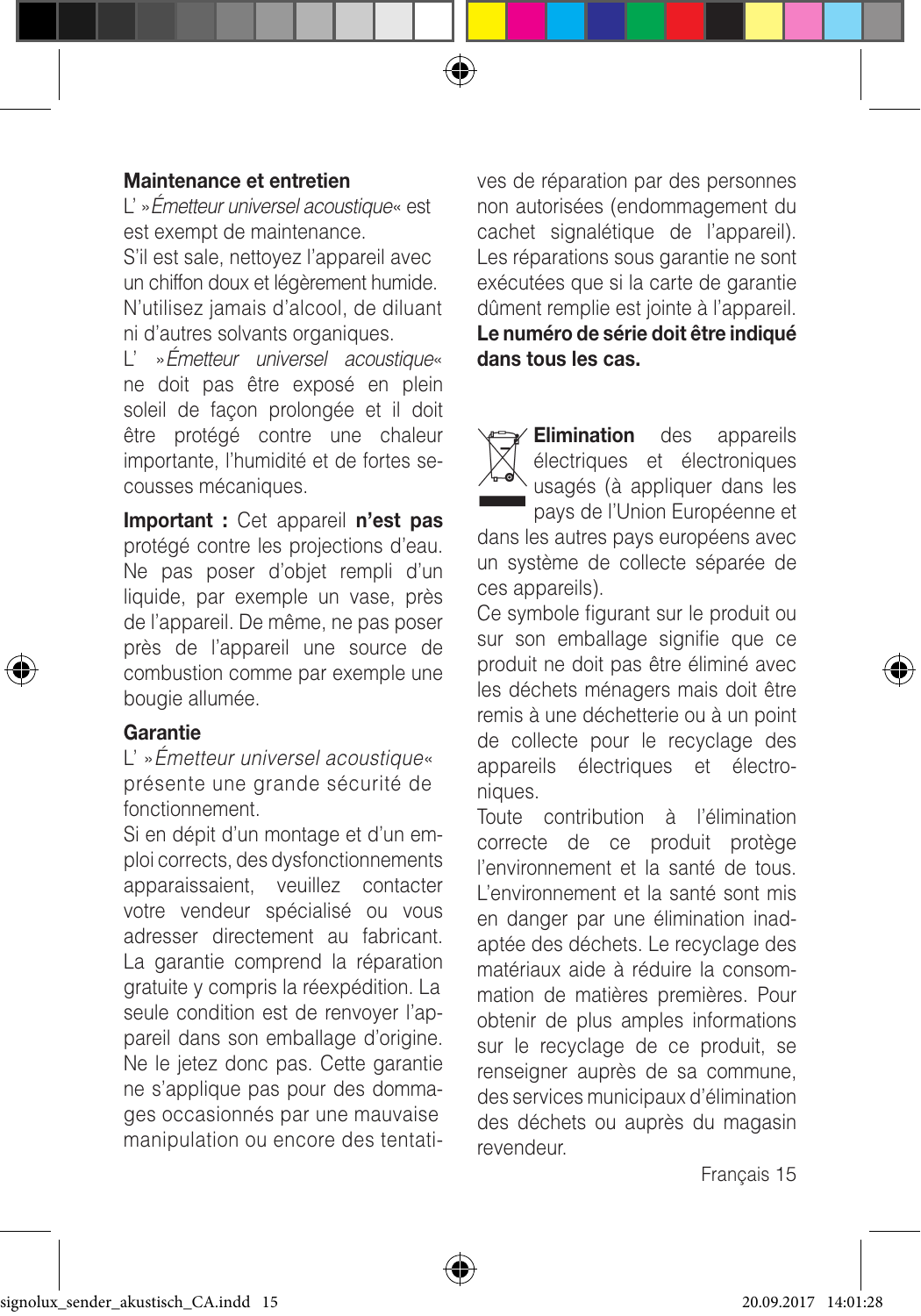## Maintenance et entretien

L' »*Émetteur universel acoustique*« est est exempt de maintenance.

S'il est sale, nettoyez l'appareil avec un chiffon doux et légèrement humide. N'utilisez jamais d'alcool, de diluant ni d'autres solvants organiques.

L' »*Émetteur universel acoustique*« ne doit pas être exposé en plein soleil de façon prolongée et il doit être protégé contre une chaleur importante, l'humidité et de fortes secousses mécaniques.

**Important :** Cet appareil **n'est pas** protégé contre les projections d'eau. Ne pas poser d'objet rempli d'un liquide, par exemple un vase, près de l'appareil. De même, ne pas poser près de l'appareil une source de combustion comme par exemple une bougie allumée.

## Garantie

L' »*Émetteur universel acoustique*« présente une grande sécurité de fonctionnement.

Si en dépit d'un montage et d'un emploi corrects, des dysfonctionnements apparaissaient, veuillez contacter votre vendeur spécialisé ou vous adresser directement au fabricant. La garantie comprend la réparation gratuite y compris la réexpédition. La seule condition est de renvoyer l'appareil dans son emballage d'origine. Ne le jetez donc pas. Cette garantie ne s'applique pas pour des dommages occasionnés par une mauvaise manipulation ou encore des tentatives de réparation par des personnes non autorisées (endommagement du cachet signalétique de l'appareil). Les réparations sous garantie ne sont exécutées que si la carte de garantie dûment remplie est jointe à l'appareil. **Le numéro de série doit être indiqué dans tous les cas.**

**Elimination** des appareils électriques et électroniques usagés (à appliquer dans les pays de l'Union Européenne et dans les autres pays européens avec un système de collecte séparée de ces appareils).

Ce symbole figurant sur le produit ou sur son emballage signifie que ce produit ne doit pas être éliminé avec les déchets ménagers mais doit être remis à une déchetterie ou à un point de collecte pour le recyclage des appareils électriques et électroniques.

Toute contribution à l'élimination correcte de ce produit protège l'environnement et la santé de tous. L'environnement et la santé sont mis en danger par une élimination inadaptée des déchets. Le recyclage des matériaux aide à réduire la consommation de matières premières. Pour obtenir de plus amples informations sur le recyclage de ce produit, se renseigner auprès de sa commune, des services municipaux d'élimination des déchets ou auprès du magasin revendeur.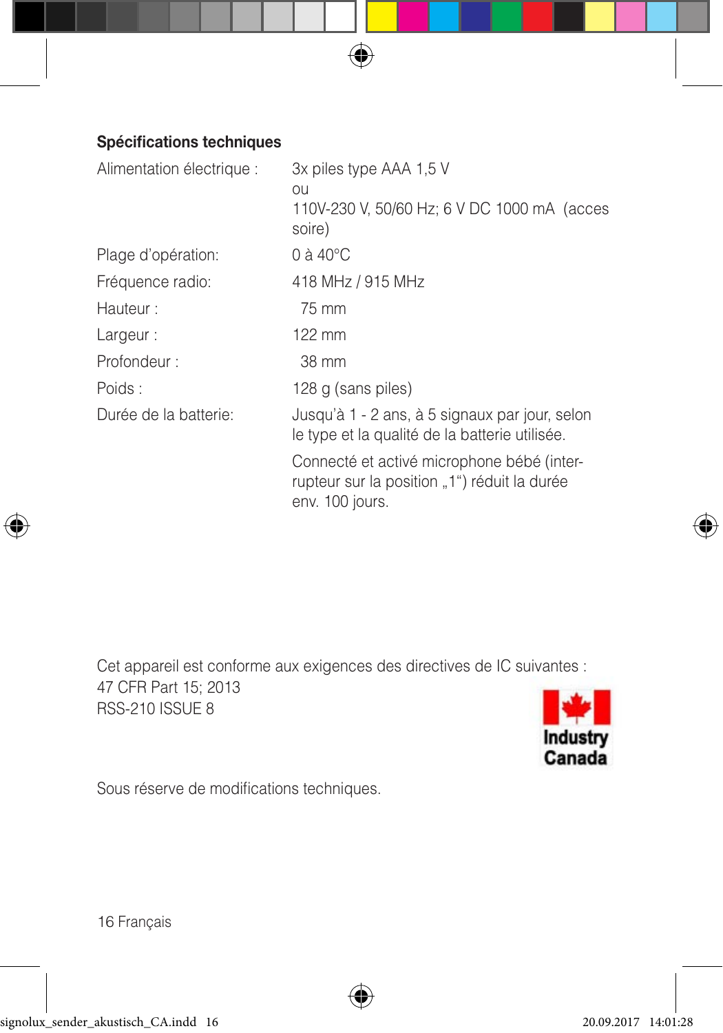### Spécifications techniques

| | |
|---|---|
| Alimentation électrique : | 3x piles type AAA 1,5 V<br>ou<br>110V-230 V, 50/60 Hz; 6 V DC 1000 mA (accessoire) |
| Plage d'opération: | 0 à 40°C |
| Fréquence radio: | 418 MHz / 915 MHz |
| Hauteur : | 75 mm |
| Largeur : | 122 mm |
| Profondeur : | 38 mm |
| Poids : | 128 g (sans piles) |
| Durée de la batterie: | Jusqu'à 1 - 2 ans, à 5 signaux par jour, selon le type et la qualité de la batterie utilisée.<br>Connecté et activé microphone bébé (interrupteur sur la position „1") réduit la durée env. 100 jours. |

Cet appareil est conforme aux exigences des directives de IC suivantes :
47 CFR Part 15; 2013
RSS-210 ISSUE 8

Industry Canada

Sous réserve de modifications techniques.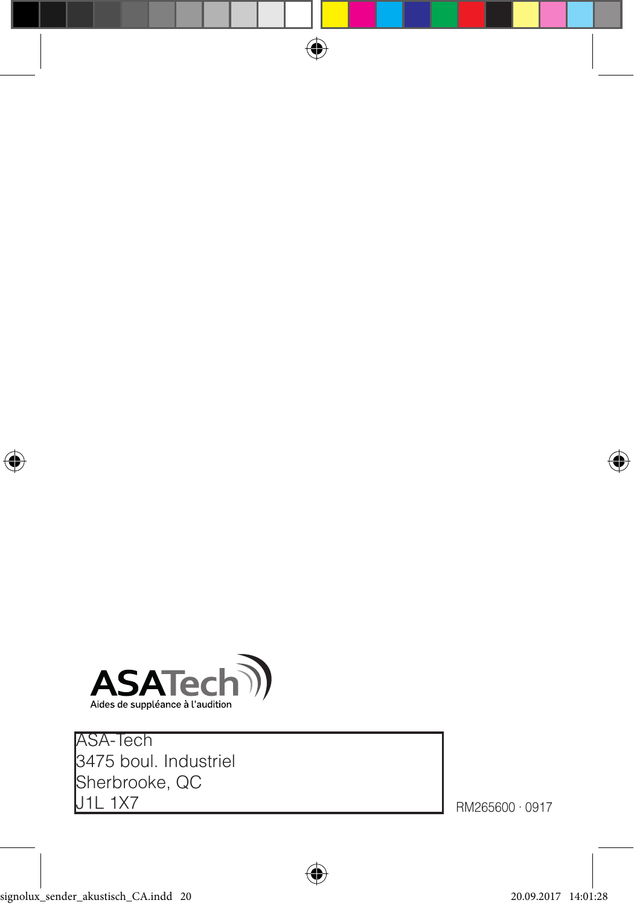ASATech

Aides de suppléance à l'audition

ASA-Tech
3475 boul. Industriel
Sherbrooke, QC
J1L 1X7

RM265600 · 0917